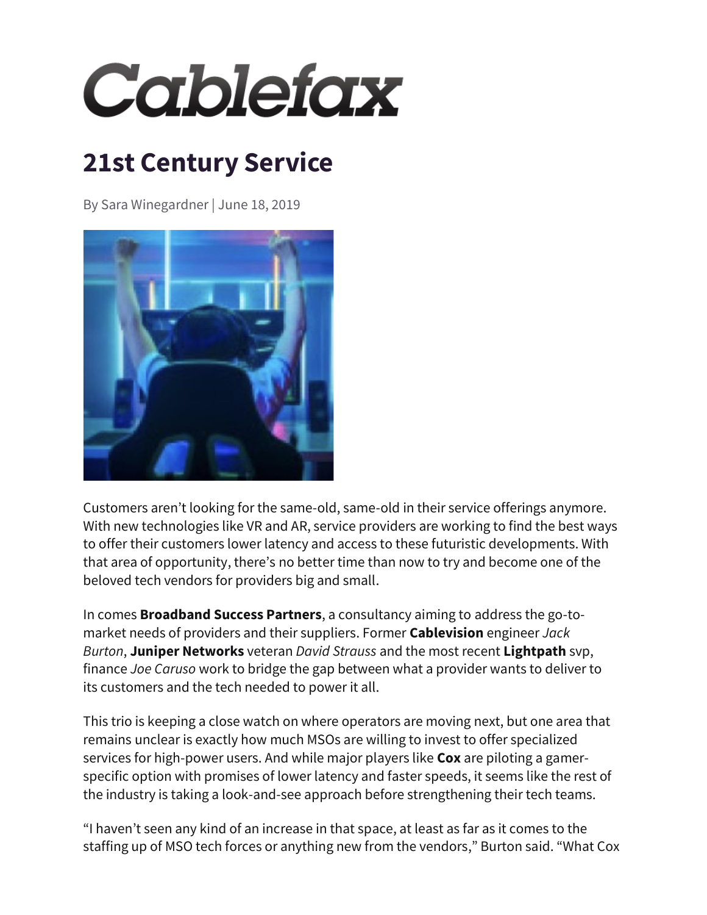# Cablefax

## 21st Century Service

By Sara Winegardner | June 18, 2019

Customers aren't looking for the same-old, same-old in their service offerings anymore. With new technologies like VR and AR, service providers are working to find the best ways to offer their customers lower latency and access to these futuristic developments. With that area of opportunity, there's no better time than now to try and become one of the beloved tech vendors for providers big and small.

In comes **Broadband Success Partners**, a consultancy aiming to address the go-to-market needs of providers and their suppliers. Former **Cablevision** engineer *Jack Burton*, **Juniper Networks** veteran *David Strauss* and the most recent **Lightpath** svp, finance *Joe Caruso* work to bridge the gap between what a provider wants to deliver to its customers and the tech needed to power it all.

This trio is keeping a close watch on where operators are moving next, but one area that remains unclear is exactly how much MSOs are willing to invest to offer specialized services for high-power users. And while major players like **Cox** are piloting a gamer-specific option with promises of lower latency and faster speeds, it seems like the rest of the industry is taking a look-and-see approach before strengthening their tech teams.

"I haven't seen any kind of an increase in that space, at least as far as it comes to the staffing up of MSO tech forces or anything new from the vendors," Burton said. "What Cox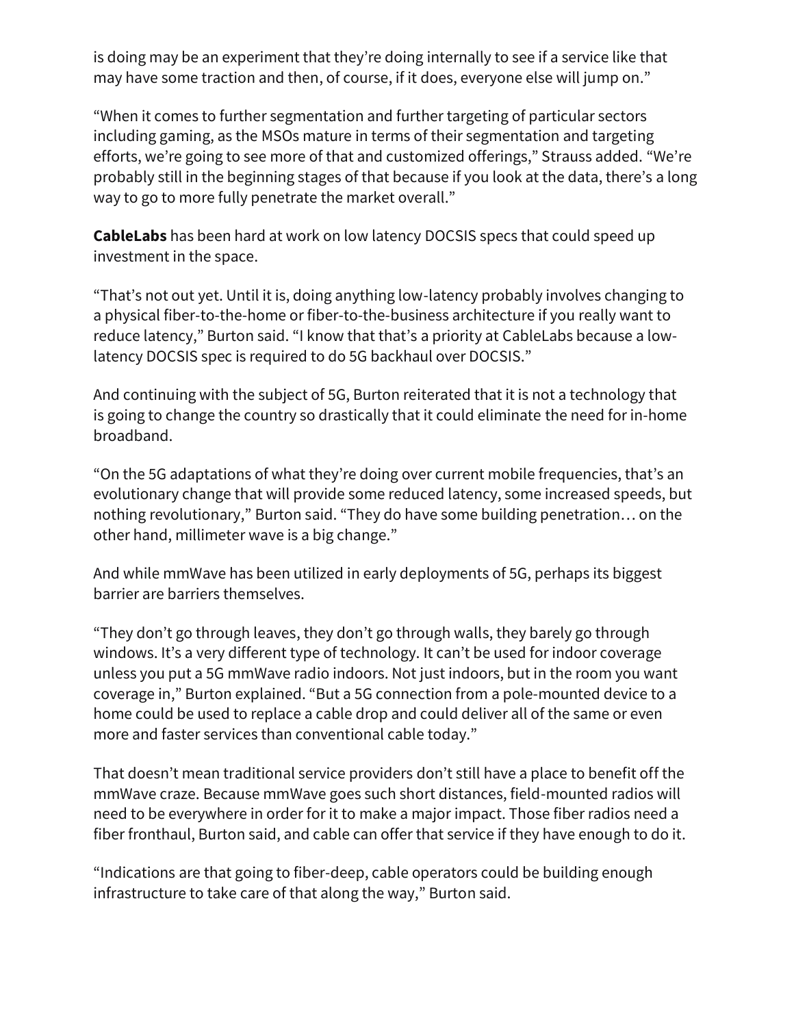is doing may be an experiment that they're doing internally to see if a service like that may have some traction and then, of course, if it does, everyone else will jump on."

"When it comes to further segmentation and further targeting of particular sectors including gaming, as the MSOs mature in terms of their segmentation and targeting efforts, we're going to see more of that and customized offerings," Strauss added. "We're probably still in the beginning stages of that because if you look at the data, there's a long way to go to more fully penetrate the market overall."

**CableLabs** has been hard at work on low latency DOCSIS specs that could speed up investment in the space.

"That's not out yet. Until it is, doing anything low-latency probably involves changing to a physical fiber-to-the-home or fiber-to-the-business architecture if you really want to reduce latency," Burton said. "I know that that's a priority at CableLabs because a low-latency DOCSIS spec is required to do 5G backhaul over DOCSIS."

And continuing with the subject of 5G, Burton reiterated that it is not a technology that is going to change the country so drastically that it could eliminate the need for in-home broadband.

"On the 5G adaptations of what they're doing over current mobile frequencies, that's an evolutionary change that will provide some reduced latency, some increased speeds, but nothing revolutionary," Burton said. "They do have some building penetration… on the other hand, millimeter wave is a big change."

And while mmWave has been utilized in early deployments of 5G, perhaps its biggest barrier are barriers themselves.

"They don't go through leaves, they don't go through walls, they barely go through windows. It's a very different type of technology. It can't be used for indoor coverage unless you put a 5G mmWave radio indoors. Not just indoors, but in the room you want coverage in," Burton explained. "But a 5G connection from a pole-mounted device to a home could be used to replace a cable drop and could deliver all of the same or even more and faster services than conventional cable today."

That doesn't mean traditional service providers don't still have a place to benefit off the mmWave craze. Because mmWave goes such short distances, field-mounted radios will need to be everywhere in order for it to make a major impact. Those fiber radios need a fiber fronthaul, Burton said, and cable can offer that service if they have enough to do it.

"Indications are that going to fiber-deep, cable operators could be building enough infrastructure to take care of that along the way," Burton said.